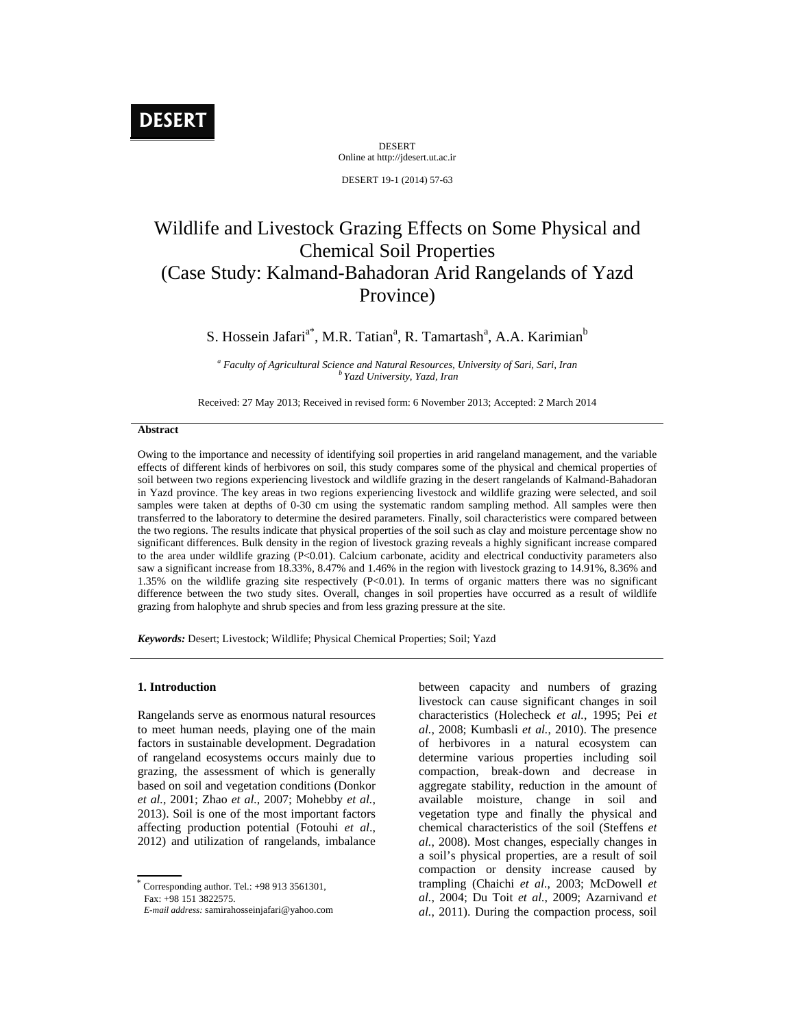DESERT

DESERT
Online at http://jdesert.ut.ac.ir

DESERT 19-1 (2014) 57-63

# Wildlife and Livestock Grazing Effects on Some Physical and Chemical Soil Properties (Case Study: Kalmand-Bahadoran Arid Rangelands of Yazd Province)

S. Hossein Jafari[a*], M.R. Tatian[a], R. Tamartash[a], A.A. Karimian[b]

[a] *Faculty of Agricultural Science and Natural Resources, University of Sari, Sari, Iran*
[b] *Yazd University, Yazd, Iran*

Received: 27 May 2013; Received in revised form: 6 November 2013; Accepted: 2 March 2014

**Abstract**

Owing to the importance and necessity of identifying soil properties in arid rangeland management, and the variable effects of different kinds of herbivores on soil, this study compares some of the physical and chemical properties of soil between two regions experiencing livestock and wildlife grazing in the desert rangelands of Kalmand-Bahadoran in Yazd province. The key areas in two regions experiencing livestock and wildlife grazing were selected, and soil samples were taken at depths of 0-30 cm using the systematic random sampling method. All samples were then transferred to the laboratory to determine the desired parameters. Finally, soil characteristics were compared between the two regions. The results indicate that physical properties of the soil such as clay and moisture percentage show no significant differences. Bulk density in the region of livestock grazing reveals a highly significant increase compared to the area under wildlife grazing ($P<0.01$). Calcium carbonate, acidity and electrical conductivity parameters also saw a significant increase from 18.33%, 8.47% and 1.46% in the region with livestock grazing to 14.91%, 8.36% and 1.35% on the wildlife grazing site respectively ($P<0.01$). In terms of organic matters there was no significant difference between the two study sites. Overall, changes in soil properties have occurred as a result of wildlife grazing from halophyte and shrub species and from less grazing pressure at the site.

***Keywords:*** Desert; Livestock; Wildlife; Physical Chemical Properties; Soil; Yazd

## 1. Introduction

Rangelands serve as enormous natural resources to meet human needs, playing one of the main factors in sustainable development. Degradation of rangeland ecosystems occurs mainly due to grazing, the assessment of which is generally based on soil and vegetation conditions (Donkor *et al.*, 2001; Zhao *et al.*, 2007; Mohebby *et al.*, 2013). Soil is one of the most important factors affecting production potential (Fotouhi *et al*., 2012) and utilization of rangelands, imbalance between capacity and numbers of grazing livestock can cause significant changes in soil characteristics (Holecheck *et al.*, 1995; Pei *et al.*, 2008; Kumbasli *et al.*, 2010). The presence of herbivores in a natural ecosystem can determine various properties including soil compaction, break-down and decrease in aggregate stability, reduction in the amount of available moisture, change in soil and vegetation type and finally the physical and chemical characteristics of the soil (Steffens *et al.*, 2008). Most changes, especially changes in a soil's physical properties, are a result of soil compaction or density increase caused by trampling (Chaichi *et al.*, 2003; McDowell *et al.*, 2004; Du Toit *et al.*, 2009; Azarnivand *et al.*, 2011). During the compaction process, soil

---

[*] Corresponding author. Tel.: +98 913 3561301,
Fax: +98 151 3822575.
*E-mail address:* samirahosseinjafari@yahoo.com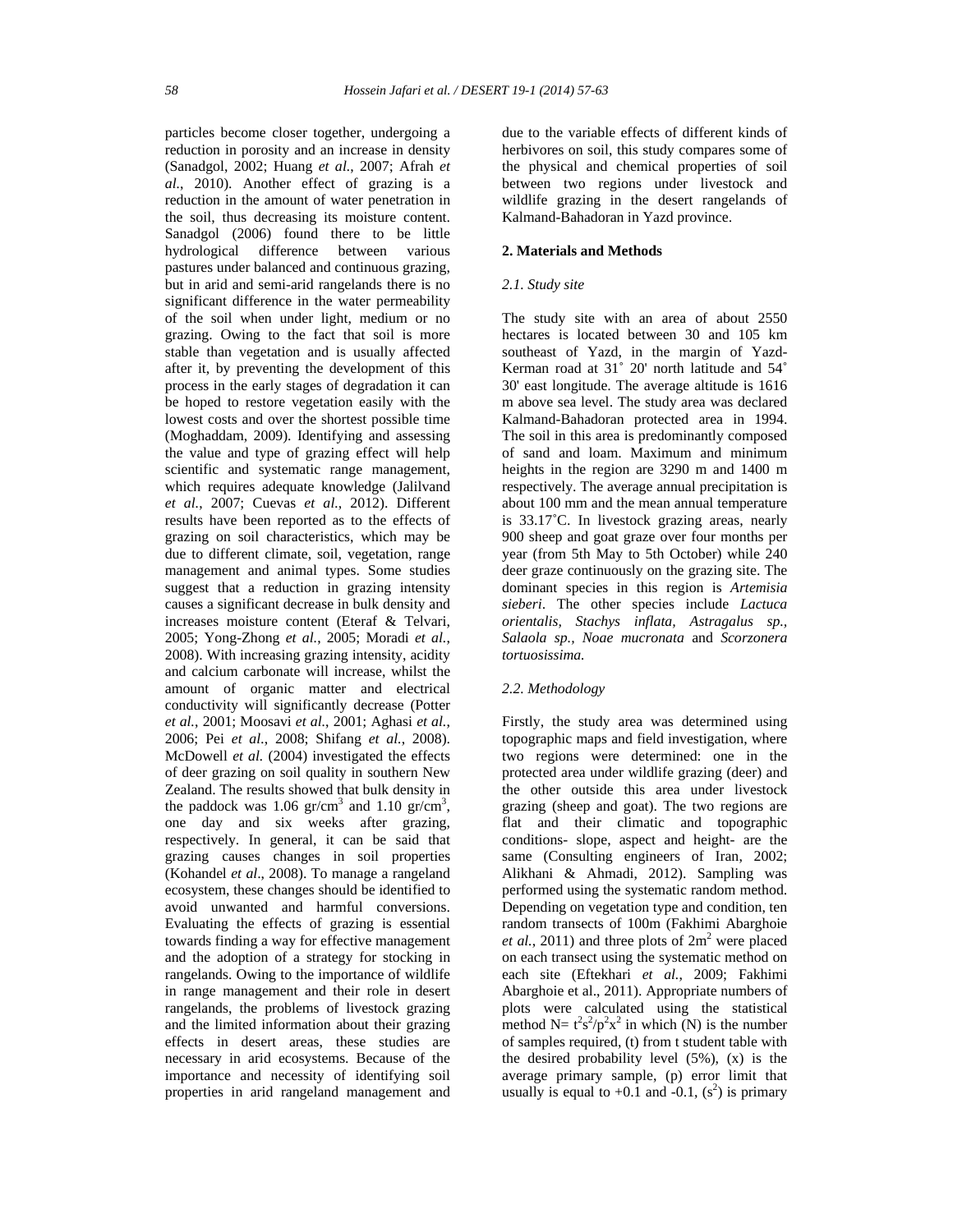particles become closer together, undergoing a reduction in porosity and an increase in density (Sanadgol, 2002; Huang *et al.*, 2007; Afrah *et al.*, 2010). Another effect of grazing is a reduction in the amount of water penetration in the soil, thus decreasing its moisture content. Sanadgol (2006) found there to be little hydrological difference between various pastures under balanced and continuous grazing, but in arid and semi-arid rangelands there is no significant difference in the water permeability of the soil when under light, medium or no grazing. Owing to the fact that soil is more stable than vegetation and is usually affected after it, by preventing the development of this process in the early stages of degradation it can be hoped to restore vegetation easily with the lowest costs and over the shortest possible time (Moghaddam, 2009). Identifying and assessing the value and type of grazing effect will help scientific and systematic range management, which requires adequate knowledge (Jalilvand *et al.*, 2007; Cuevas *et al.*, 2012). Different results have been reported as to the effects of grazing on soil characteristics, which may be due to different climate, soil, vegetation, range management and animal types. Some studies suggest that a reduction in grazing intensity causes a significant decrease in bulk density and increases moisture content (Eteraf & Telvari, 2005; Yong-Zhong *et al.*, 2005; Moradi *et al.*, 2008). With increasing grazing intensity, acidity and calcium carbonate will increase, whilst the amount of organic matter and electrical conductivity will significantly decrease (Potter *et al.*, 2001; Moosavi *et al.*, 2001; Aghasi *et al.*, 2006; Pei *et al.*, 2008; Shifang *et al.*, 2008). McDowell *et al.* (2004) investigated the effects of deer grazing on soil quality in southern New Zealand. The results showed that bulk density in the paddock was 1.06 gr/cm$^3$ and 1.10 gr/cm$^3$, one day and six weeks after grazing, respectively. In general, it can be said that grazing causes changes in soil properties (Kohandel *et al*., 2008). To manage a rangeland ecosystem, these changes should be identified to avoid unwanted and harmful conversions. Evaluating the effects of grazing is essential towards finding a way for effective management and the adoption of a strategy for stocking in rangelands. Owing to the importance of wildlife in range management and their role in desert rangelands, the problems of livestock grazing and the limited information about their grazing effects in desert areas, these studies are necessary in arid ecosystems. Because of the importance and necessity of identifying soil properties in arid rangeland management and due to the variable effects of different kinds of herbivores on soil, this study compares some of the physical and chemical properties of soil between two regions under livestock and wildlife grazing in the desert rangelands of Kalmand-Bahadoran in Yazd province.

## 2. Materials and Methods

### *2.1. Study site*

The study site with an area of about 2550 hectares is located between 30 and 105 km southeast of Yazd, in the margin of Yazd-Kerman road at 31˚ 20' north latitude and 54˚ 30' east longitude. The average altitude is 1616 m above sea level. The study area was declared Kalmand-Bahadoran protected area in 1994. The soil in this area is predominantly composed of sand and loam. Maximum and minimum heights in the region are 3290 m and 1400 m respectively. The average annual precipitation is about 100 mm and the mean annual temperature is 33.17˚C. In livestock grazing areas, nearly 900 sheep and goat graze over four months per year (from 5th May to 5th October) while 240 deer graze continuously on the grazing site. The dominant species in this region is *Artemisia sieberi*. The other species include *Lactuca orientalis, Stachys inflata, Astragalus sp., Salaola sp., Noae mucronata* and *Scorzonera tortuosissima.*

### *2.2. Methodology*

Firstly, the study area was determined using topographic maps and field investigation, where two regions were determined: one in the protected area under wildlife grazing (deer) and the other outside this area under livestock grazing (sheep and goat). The two regions are flat and their climatic and topographic conditions- slope, aspect and height- are the same (Consulting engineers of Iran, 2002; Alikhani & Ahmadi, 2012). Sampling was performed using the systematic random method. Depending on vegetation type and condition, ten random transects of 100m (Fakhimi Abarghoie *et al.*, 2011) and three plots of 2m$^2$ were placed on each transect using the systematic method on each site (Eftekhari *et al.,* 2009; Fakhimi Abarghoie et al., 2011). Appropriate numbers of plots were calculated using the statistical method $N= t^2s^2/p^2x^2$ in which (N) is the number of samples required, (t) from t student table with the desired probability level (5%), (x) is the average primary sample, (p) error limit that usually is equal to +0.1 and -0.1, ($s^2$) is primary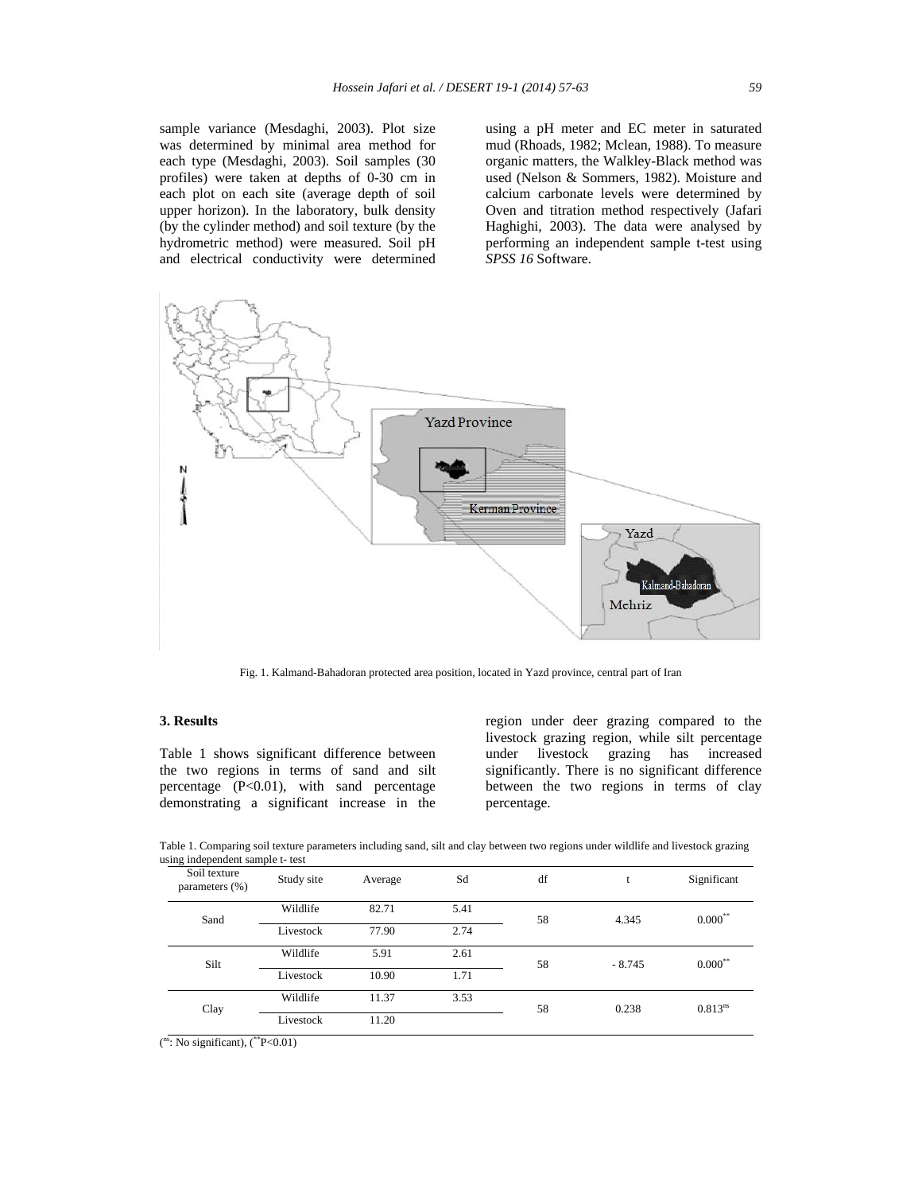sample variance (Mesdaghi, 2003). Plot size was determined by minimal area method for each type (Mesdaghi, 2003). Soil samples (30 profiles) were taken at depths of 0-30 cm in each plot on each site (average depth of soil upper horizon). In the laboratory, bulk density (by the cylinder method) and soil texture (by the hydrometric method) were measured. Soil pH and electrical conductivity were determined using a pH meter and EC meter in saturated mud (Rhoads, 1982; Mclean, 1988). To measure organic matters, the Walkley-Black method was used (Nelson & Sommers, 1982). Moisture and calcium carbonate levels were determined by Oven and titration method respectively (Jafari Haghighi, 2003). The data were analysed by performing an independent sample t-test using *SPSS 16* Software.

Fig. 1. Kalmand-Bahadoran protected area position, located in Yazd province, central part of Iran

## 3. Results

Table 1 shows significant difference between the two regions in terms of sand and silt percentage ($P<0.01$), with sand percentage demonstrating a significant increase in the region under deer grazing compared to the livestock grazing region, while silt percentage under livestock grazing has increased significantly. There is no significant difference between the two regions in terms of clay percentage.

Table 1. Comparing soil texture parameters including sand, silt and clay between two regions under wildlife and livestock grazing using independent sample t- test

| Soil texture parameters (%) | Study site | Average | Sd | df | t | Significant |
|---|---|---|---|---|---|---|
| Sand | Wildlife | 82.71 | 5.41 | 58 | 4.345 | 0.000** |
| | Livestock | 77.90 | 2.74 | | | |
| Silt | Wildlife | 5.91 | 2.61 | 58 | - 8.745 | 0.000** |
| | Livestock | 10.90 | 1.71 | | | |
| Clay | Wildlife | 11.37 | 3.53 | 58 | 0.238 | 0.813$^{ns}$ |
| | Livestock | 11.20 | | | | |

($^{ns}$: No significant), (**$P<0.01$)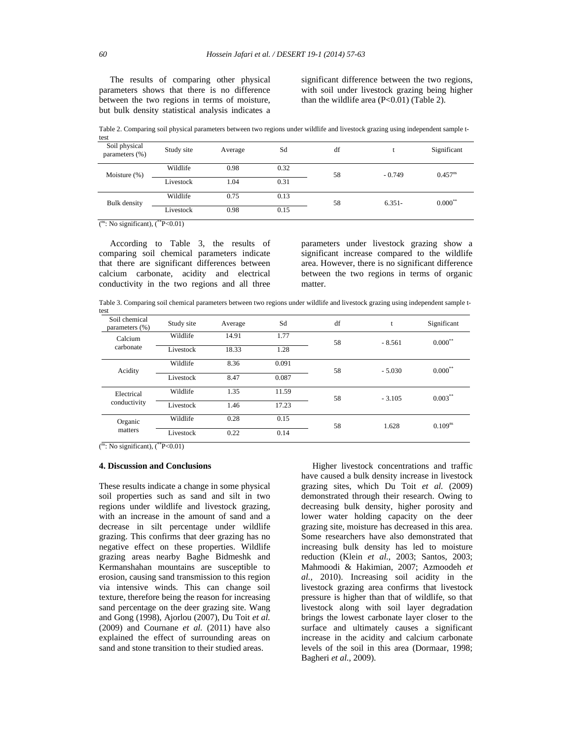The results of comparing other physical parameters shows that there is no difference between the two regions in terms of moisture, but bulk density statistical analysis indicates a significant difference between the two regions, with soil under livestock grazing being higher than the wildlife area (P<0.01) (Table 2).

Table 2. Comparing soil physical parameters between two regions under wildlife and livestock grazing using independent sample t-test

| Soil physical parameters (%) | Study site | Average | Sd | df | t | Significant |
|---|---|---|---|---|---|---|
| Moisture (%) | Wildlife | 0.98 | 0.32 | 58 | - 0.749 | $0.457^{ns}$ |
| | Livestock | 1.04 | 0.31 | | | |
| Bulk density | Wildlife | 0.75 | 0.13 | 58 | 6.351- | $0.000^{**}$ |
| | Livestock | 0.98 | 0.15 | | | |

($^{ns}$: No significant), ($^{**}$P<0.01)

According to Table 3, the results of comparing soil chemical parameters indicate that there are significant differences between calcium carbonate, acidity and electrical conductivity in the two regions and all three parameters under livestock grazing show a significant increase compared to the wildlife area. However, there is no significant difference between the two regions in terms of organic matter.

Table 3. Comparing soil chemical parameters between two regions under wildlife and livestock grazing using independent sample t-test

| Soil chemical parameters (%) | Study site | Average | Sd | df | t | Significant |
|---|---|---|---|---|---|---|
| Calcium carbonate | Wildlife | 14.91 | 1.77 | 58 | - 8.561 | $0.000^{**}$ |
| | Livestock | 18.33 | 1.28 | | | |
| Acidity | Wildlife | 8.36 | 0.091 | 58 | - 5.030 | $0.000^{**}$ |
| | Livestock | 8.47 | 0.087 | | | |
| Electrical conductivity | Wildlife | 1.35 | 11.59 | 58 | - 3.105 | $0.003^{**}$ |
| | Livestock | 1.46 | 17.23 | | | |
| Organic matters | Wildlife | 0.28 | 0.15 | 58 | 1.628 | $0.109^{ns}$ |
| | Livestock | 0.22 | 0.14 | | | |

($^{ns}$: No significant), ($^{**}$P<0.01)

## 4. Discussion and Conclusions

These results indicate a change in some physical soil properties such as sand and silt in two regions under wildlife and livestock grazing, with an increase in the amount of sand and a decrease in silt percentage under wildlife grazing. This confirms that deer grazing has no negative effect on these properties. Wildlife grazing areas nearby Baghe Bidmeshk and Kermanshahan mountains are susceptible to erosion, causing sand transmission to this region via intensive winds. This can change soil texture, therefore being the reason for increasing sand percentage on the deer grazing site. Wang and Gong (1998), Ajorlou (2007), Du Toit *et al.* (2009) and Cournane *et al.* (2011) have also explained the effect of surrounding areas on sand and stone transition to their studied areas.

Higher livestock concentrations and traffic have caused a bulk density increase in livestock grazing sites, which Du Toit *et al.* (2009) demonstrated through their research. Owing to decreasing bulk density, higher porosity and lower water holding capacity on the deer grazing site, moisture has decreased in this area. Some researchers have also demonstrated that increasing bulk density has led to moisture reduction (Klein *et al.*, 2003; Santos, 2003; Mahmoodi & Hakimian, 2007; Azmoodeh *et al.*, 2010). Increasing soil acidity in the livestock grazing area confirms that livestock pressure is higher than that of wildlife, so that livestock along with soil layer degradation brings the lowest carbonate layer closer to the surface and ultimately causes a significant increase in the acidity and calcium carbonate levels of the soil in this area (Dormaar, 1998; Bagheri *et al.*, 2009).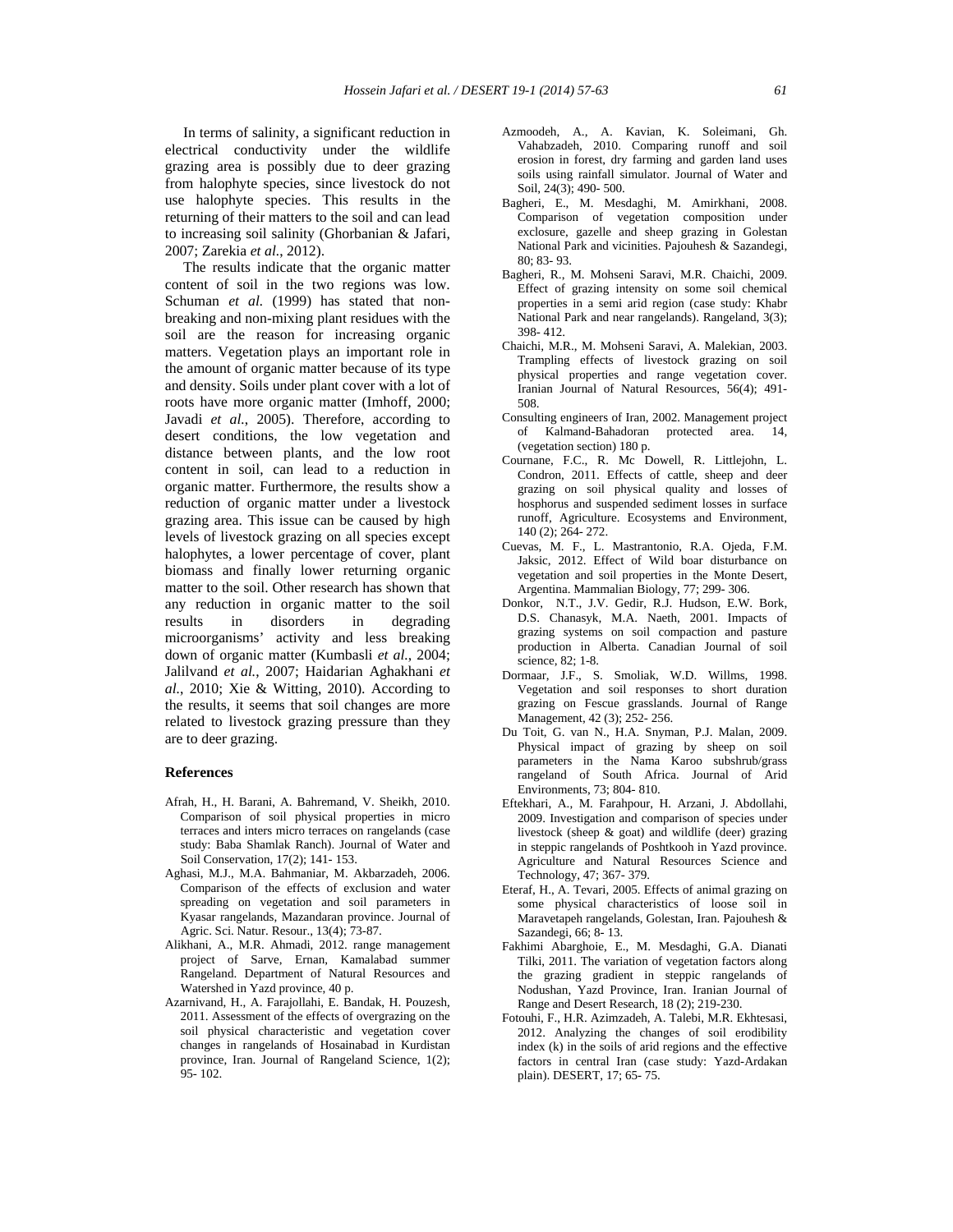In terms of salinity, a significant reduction in electrical conductivity under the wildlife grazing area is possibly due to deer grazing from halophyte species, since livestock do not use halophyte species. This results in the returning of their matters to the soil and can lead to increasing soil salinity (Ghorbanian & Jafari, 2007; Zarekia *et al*., 2012).

The results indicate that the organic matter content of soil in the two regions was low. Schuman *et al.* (1999) has stated that non-breaking and non-mixing plant residues with the soil are the reason for increasing organic matters. Vegetation plays an important role in the amount of organic matter because of its type and density. Soils under plant cover with a lot of roots have more organic matter (Imhoff, 2000; Javadi *et al*., 2005). Therefore, according to desert conditions, the low vegetation and distance between plants, and the low root content in soil, can lead to a reduction in organic matter. Furthermore, the results show a reduction of organic matter under a livestock grazing area. This issue can be caused by high levels of livestock grazing on all species except halophytes, a lower percentage of cover, plant biomass and finally lower returning organic matter to the soil. Other research has shown that any reduction in organic matter to the soil results in disorders in degrading microorganisms' activity and less breaking down of organic matter (Kumbasli *et al*., 2004; Jalilvand *et al.*, 2007; Haidarian Aghakhani *et al.*, 2010; Xie & Witting, 2010). According to the results, it seems that soil changes are more related to livestock grazing pressure than they are to deer grazing.

## References

Afrah, H., H. Barani, A. Bahremand, V. Sheikh, 2010. Comparison of soil physical properties in micro terraces and inters micro terraces on rangelands (case study: Baba Shamlak Ranch). Journal of Water and Soil Conservation, 17(2); 141- 153.

Aghasi, M.J., M.A. Bahmaniar, M. Akbarzadeh, 2006. Comparison of the effects of exclusion and water spreading on vegetation and soil parameters in Kyasar rangelands, Mazandaran province. Journal of Agric. Sci. Natur. Resour., 13(4); 73-87.

Alikhani, A., M.R. Ahmadi, 2012. range management project of Sarve, Ernan, Kamalabad summer Rangeland. Department of Natural Resources and Watershed in Yazd province, 40 p.

Azarnivand, H., A. Farajollahi, E. Bandak, H. Pouzesh, 2011. Assessment of the effects of overgrazing on the soil physical characteristic and vegetation cover changes in rangelands of Hosainabad in Kurdistan province, Iran. Journal of Rangeland Science, 1(2); 95- 102.

Azmoodeh, A., A. Kavian, K. Soleimani, Gh. Vahabzadeh, 2010. Comparing runoff and soil erosion in forest, dry farming and garden land uses soils using rainfall simulator. Journal of Water and Soil, 24(3); 490- 500.

Bagheri, E., M. Mesdaghi, M. Amirkhani, 2008. Comparison of vegetation composition under exclosure, gazelle and sheep grazing in Golestan National Park and vicinities. Pajouhesh & Sazandegi, 80; 83- 93.

Bagheri, R., M. Mohseni Saravi, M.R. Chaichi, 2009. Effect of grazing intensity on some soil chemical properties in a semi arid region (case study: Khabr National Park and near rangelands). Rangeland, 3(3); 398- 412.

Chaichi, M.R., M. Mohseni Saravi, A. Malekian, 2003. Trampling effects of livestock grazing on soil physical properties and range vegetation cover. Iranian Journal of Natural Resources, 56(4); 491- 508.

Consulting engineers of Iran, 2002. Management project of Kalmand-Bahadoran protected area. 14, (vegetation section) 180 p.

Cournane, F.C., R. Mc Dowell, R. Littlejohn, L. Condron, 2011. Effects of cattle, sheep and deer grazing on soil physical quality and losses of hosphorus and suspended sediment losses in surface runoff, Agriculture. Ecosystems and Environment, 140 (2); 264- 272.

Cuevas, M. F., L. Mastrantonio, R.A. Ojeda, F.M. Jaksic, 2012. Effect of Wild boar disturbance on vegetation and soil properties in the Monte Desert, Argentina. Mammalian Biology, 77; 299- 306.

Donkor, N.T., J.V. Gedir, R.J. Hudson, E.W. Bork, D.S. Chanasyk, M.A. Naeth, 2001. Impacts of grazing systems on soil compaction and pasture production in Alberta. Canadian Journal of soil science, 82; 1-8.

Dormaar, J.F., S. Smoliak, W.D. Willms, 1998. Vegetation and soil responses to short duration grazing on Fescue grasslands. Journal of Range Management, 42 (3); 252- 256.

Du Toit, G. van N., H.A. Snyman, P.J. Malan, 2009. Physical impact of grazing by sheep on soil parameters in the Nama Karoo subshrub/grass rangeland of South Africa. Journal of Arid Environments, 73; 804- 810.

Eftekhari, A., M. Farahpour, H. Arzani, J. Abdollahi, 2009. Investigation and comparison of species under livestock (sheep & goat) and wildlife (deer) grazing in steppic rangelands of Poshtkooh in Yazd province. Agriculture and Natural Resources Science and Technology, 47; 367- 379.

Eteraf, H., A. Tevari, 2005. Effects of animal grazing on some physical characteristics of loose soil in Maravetapeh rangelands, Golestan, Iran. Pajouhesh & Sazandegi, 66; 8- 13.

Fakhimi Abarghoie, E., M. Mesdaghi, G.A. Dianati Tilki, 2011. The variation of vegetation factors along the grazing gradient in steppic rangelands of Nodushan, Yazd Province, Iran. Iranian Journal of Range and Desert Research, 18 (2); 219-230.

Fotouhi, F., H.R. Azimzadeh, A. Talebi, M.R. Ekhtesasi, 2012. Analyzing the changes of soil erodibility index (k) in the soils of arid regions and the effective factors in central Iran (case study: Yazd-Ardakan plain). DESERT, 17; 65- 75.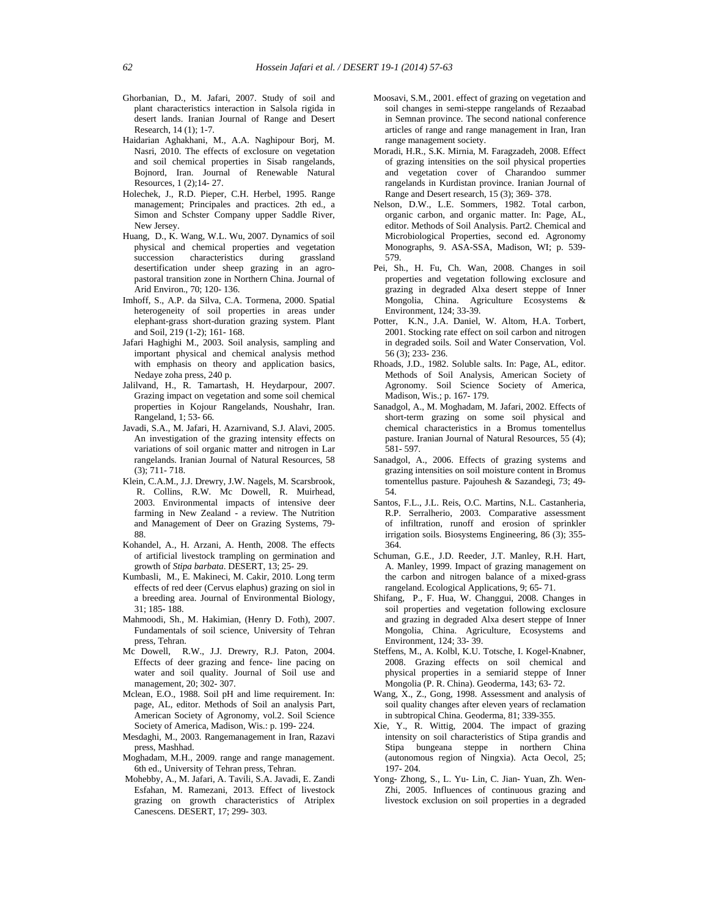Ghorbanian, D., M. Jafari, 2007. Study of soil and plant characteristics interaction in Salsola rigida in desert lands. Iranian Journal of Range and Desert Research, 14 (1); 1-7.

Haidarian Aghakhani, M., A.A. Naghipour Borj, M. Nasri, 2010. The effects of exclosure on vegetation and soil chemical properties in Sisab rangelands, Bojnord, Iran. Journal of Renewable Natural Resources, 1 (2);14- 27.

Holechek, J., R.D. Pieper, C.H. Herbel, 1995. Range management; Principales and practices. 2th ed., a Simon and Schster Company upper Saddle River, New Jersey.

Huang, D., K. Wang, W.L. Wu, 2007. Dynamics of soil physical and chemical properties and vegetation succession characteristics during grassland desertification under sheep grazing in an agro-pastoral transition zone in Northern China. Journal of Arid Environ., 70; 120- 136.

Imhoff, S., A.P. da Silva, C.A. Tormena, 2000. Spatial heterogeneity of soil properties in areas under elephant-grass short-duration grazing system. Plant and Soil, 219 (1-2); 161- 168.

Jafari Haghighi M., 2003. Soil analysis, sampling and important physical and chemical analysis method with emphasis on theory and application basics, Nedaye zoha press, 240 p.

Jalilvand, H., R. Tamartash, H. Heydarpour, 2007. Grazing impact on vegetation and some soil chemical properties in Kojour Rangelands, Noushahr, Iran. Rangeland, 1; 53- 66.

Javadi, S.A., M. Jafari, H. Azarnivand, S.J. Alavi, 2005. An investigation of the grazing intensity effects on variations of soil organic matter and nitrogen in Lar rangelands. Iranian Journal of Natural Resources, 58 (3); 711- 718.

Klein, C.A.M., J.J. Drewry, J.W. Nagels, M. Scarsbrook, R. Collins, R.W. Mc Dowell, R. Muirhead, 2003. Environmental impacts of intensive deer farming in New Zealand - a review. The Nutrition and Management of Deer on Grazing Systems, 79- 88.

Kohandel, A., H. Arzani, A. Henth, 2008. The effects of artificial livestock trampling on germination and growth of *Stipa barbata*. DESERT, 13; 25- 29.

Kumbasli, M., E. Makineci, M. Cakir, 2010. Long term effects of red deer (Cervus elaphus) grazing on siol in a breeding area. Journal of Environmental Biology, 31; 185- 188.

Mahmoodi, Sh., M. Hakimian, (Henry D. Foth), 2007. Fundamentals of soil science, University of Tehran press, Tehran.

Mc Dowell, R.W., J.J. Drewry, R.J. Paton, 2004. Effects of deer grazing and fence- line pacing on water and soil quality. Journal of Soil use and management, 20; 302- 307.

Mclean, E.O., 1988. Soil pH and lime requirement. In: page, AL, editor. Methods of Soil an analysis Part, American Society of Agronomy, vol.2. Soil Science Society of America, Madison, Wis.: p. 199- 224.

Mesdaghi, M., 2003. Rangemanagement in Iran, Razavi press, Mashhad.

Moghadam, M.H., 2009. range and range management. 6th ed., University of Tehran press, Tehran.

Mohebby, A., M. Jafari, A. Tavili, S.A. Javadi, E. Zandi Esfahan, M. Ramezani, 2013. Effect of livestock grazing on growth characteristics of Atriplex Canescens. DESERT, 17; 299- 303.

Moosavi, S.M., 2001. effect of grazing on vegetation and soil changes in semi-steppe rangelands of Rezaabad in Semnan province. The second national conference articles of range and range management in Iran, Iran range management society.

Moradi, H.R., S.K. Mirnia, M. Faragzadeh, 2008. Effect of grazing intensities on the soil physical properties and vegetation cover of Charandoo summer rangelands in Kurdistan province. Iranian Journal of Range and Desert research, 15 (3); 369- 378.

Nelson, D.W., L.E. Sommers, 1982. Total carbon, organic carbon, and organic matter. In: Page, AL, editor. Methods of Soil Analysis. Part2. Chemical and Microbiological Properties, second ed. Agronomy Monographs, 9. ASA-SSA, Madison, WI; p. 539- 579.

Pei, Sh., H. Fu, Ch. Wan, 2008. Changes in soil properties and vegetation following exclosure and grazing in degraded Alxa desert steppe of Inner Mongolia, China. Agriculture Ecosystems & Environment, 124; 33-39.

Potter, K.N., J.A. Daniel, W. Altom, H.A. Torbert, 2001. Stocking rate effect on soil carbon and nitrogen in degraded soils. Soil and Water Conservation, Vol. 56 (3); 233- 236.

Rhoads, J.D., 1982. Soluble salts. In: Page, AL, editor. Methods of Soil Analysis, American Society of Agronomy. Soil Science Society of America, Madison, Wis.; p. 167- 179.

Sanadgol, A., M. Moghadam, M. Jafari, 2002. Effects of short-term grazing on some soil physical and chemical characteristics in a Bromus tomentellus pasture. Iranian Journal of Natural Resources, 55 (4); 581- 597.

Sanadgol, A., 2006. Effects of grazing systems and grazing intensities on soil moisture content in Bromus tomentellus pasture. Pajouhesh & Sazandegi, 73; 49- 54.

Santos, F.L., J.L. Reis, O.C. Martins, N.L. Castanheria, R.P. Serralherio, 2003. Comparative assessment of infiltration, runoff and erosion of sprinkler irrigation soils. Biosystems Engineering, 86 (3); 355- 364.

Schuman, G.E., J.D. Reeder, J.T. Manley, R.H. Hart, A. Manley, 1999. Impact of grazing management on the carbon and nitrogen balance of a mixed-grass rangeland. Ecological Applications, 9; 65- 71.

Shifang, P., F. Hua, W. Changgui, 2008. Changes in soil properties and vegetation following exclosure and grazing in degraded Alxa desert steppe of Inner Mongolia, China. Agriculture, Ecosystems and Environment, 124; 33- 39.

Steffens, M., A. Kolbl, K.U. Totsche, I. Kogel-Knabner, 2008. Grazing effects on soil chemical and physical properties in a semiarid steppe of Inner Mongolia (P. R. China). Geoderma, 143; 63- 72.

Wang, X., Z., Gong, 1998. Assessment and analysis of soil quality changes after eleven years of reclamation in subtropical China. Geoderma, 81; 339-355.

Xie, Y., R. Wittig, 2004. The impact of grazing intensity on soil characteristics of Stipa grandis and Stipa bungeana steppe in northern China (autonomous region of Ningxia). Acta Oecol, 25; 197- 204.

Yong- Zhong, S., L. Yu- Lin, C. Jian- Yuan, Zh. Wen-Zhi, 2005. Influences of continuous grazing and livestock exclusion on soil properties in a degraded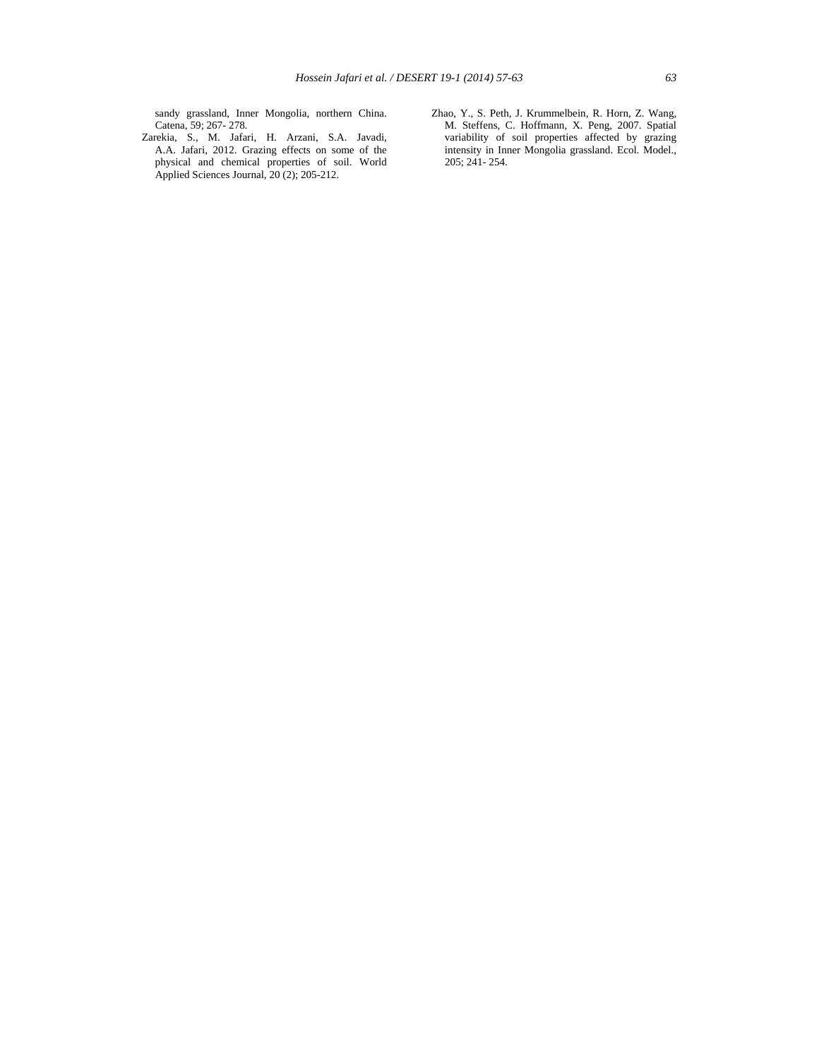sandy grassland, Inner Mongolia, northern China. Catena, 59; 267- 278.

Zarekia, S., M. Jafari, H. Arzani, S.A. Javadi, A.A. Jafari, 2012. Grazing effects on some of the physical and chemical properties of soil. World Applied Sciences Journal, 20 (2); 205-212.

Zhao, Y., S. Peth, J. Krummelbein, R. Horn, Z. Wang, M. Steffens, C. Hoffmann, X. Peng, 2007. Spatial variability of soil properties affected by grazing intensity in Inner Mongolia grassland. Ecol. Model., 205; 241- 254.